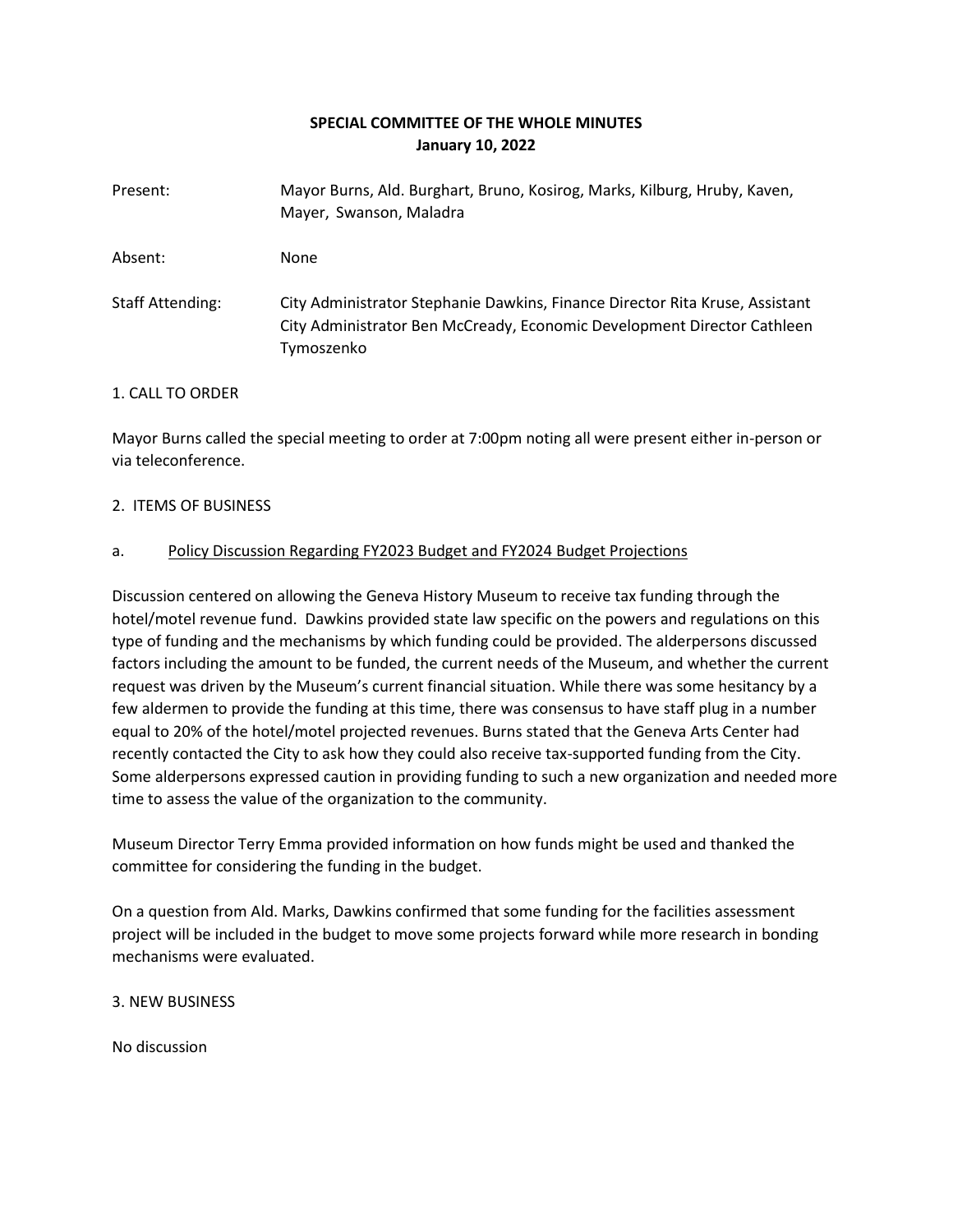# SPECIAL COMMITTEE OF THE WHOLE MINUTES
## January 10, 2022

| | |
|---|---|
| Present: | Mayor Burns, Ald. Burghart, Bruno, Kosirog, Marks, Kilburg, Hruby, Kaven, Mayer, Swanson, Maladra |
| Absent: | None |
| Staff Attending: | City Administrator Stephanie Dawkins, Finance Director Rita Kruse, Assistant City Administrator Ben McCready, Economic Development Director Cathleen Tymoszenko |

1. CALL TO ORDER

Mayor Burns called the special meeting to order at 7:00pm noting all were present either in-person or via teleconference.

2. ITEMS OF BUSINESS

a. <u>Policy Discussion Regarding FY2023 Budget and FY2024 Budget Projections</u>

Discussion centered on allowing the Geneva History Museum to receive tax funding through the hotel/motel revenue fund. Dawkins provided state law specific on the powers and regulations on this type of funding and the mechanisms by which funding could be provided. The alderpersons discussed factors including the amount to be funded, the current needs of the Museum, and whether the current request was driven by the Museum's current financial situation. While there was some hesitancy by a few aldermen to provide the funding at this time, there was consensus to have staff plug in a number equal to 20% of the hotel/motel projected revenues. Burns stated that the Geneva Arts Center had recently contacted the City to ask how they could also receive tax-supported funding from the City. Some alderpersons expressed caution in providing funding to such a new organization and needed more time to assess the value of the organization to the community.

Museum Director Terry Emma provided information on how funds might be used and thanked the committee for considering the funding in the budget.

On a question from Ald. Marks, Dawkins confirmed that some funding for the facilities assessment project will be included in the budget to move some projects forward while more research in bonding mechanisms were evaluated.

3. NEW BUSINESS

No discussion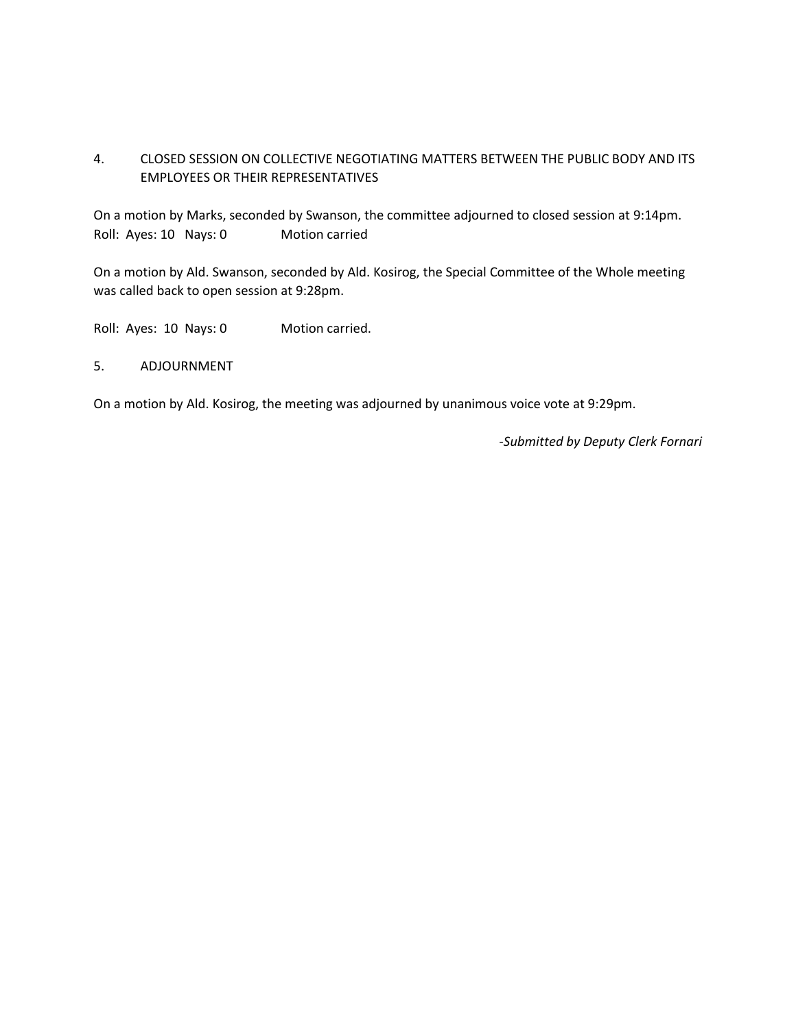4. CLOSED SESSION ON COLLECTIVE NEGOTIATING MATTERS BETWEEN THE PUBLIC BODY AND ITS EMPLOYEES OR THEIR REPRESENTATIVES

On a motion by Marks, seconded by Swanson, the committee adjourned to closed session at 9:14pm.
Roll: Ayes: 10 Nays: 0 Motion carried

On a motion by Ald. Swanson, seconded by Ald. Kosirog, the Special Committee of the Whole meeting was called back to open session at 9:28pm.

Roll: Ayes: 10 Nays: 0 Motion carried.

5. ADJOURNMENT

On a motion by Ald. Kosirog, the meeting was adjourned by unanimous voice vote at 9:29pm.

*-Submitted by Deputy Clerk Fornari*